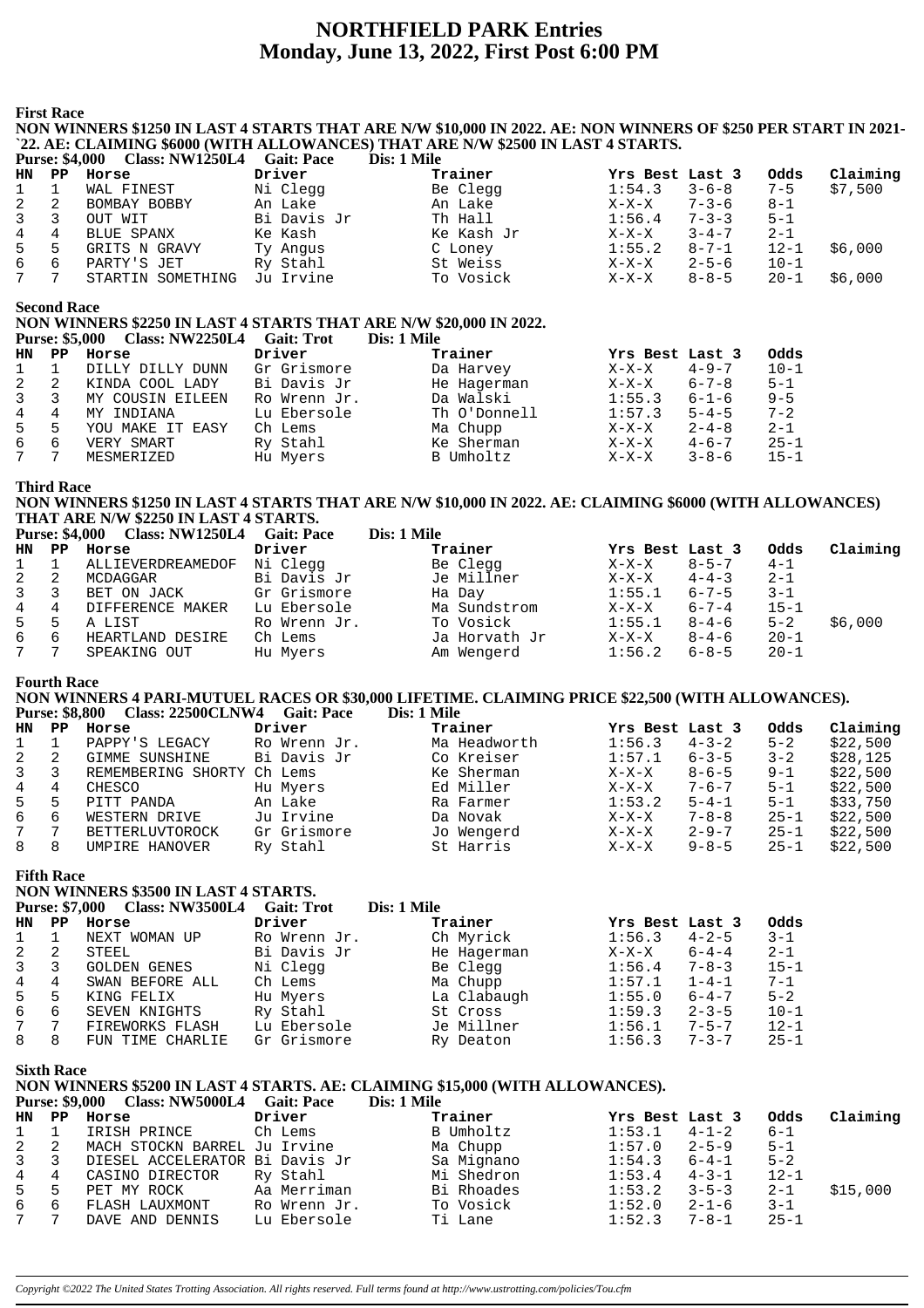# NORTHFIELD PARK Entries
## Monday, June 13, 2022, First Post 6:00 PM

### First Race

**NON WINNERS $1250 IN LAST 4 STARTS THAT ARE N/W $10,000 IN 2022. AE: NON WINNERS OF $250 PER START IN 2021-`22. AE: CLAIMING $6000 (WITH ALLOWANCES) THAT ARE N/W $2500 IN LAST 4 STARTS.**

**Purse: $4,000 Class: NW1250L4 Gait: Pace Dis: 1 Mile**

| HN | PP | Horse | Driver | Trainer | Yrs Best | Last 3 | Odds | Claiming |
|---|---|---|---|---|---|---|---|---|
| 1 | 1 | WAL FINEST | Ni Clegg | Be Clegg | 1:54.3 | 3-6-8 | 7-5 | $7,500 |
| 2 | 2 | BOMBAY BOBBY | An Lake | An Lake | X-X-X | 7-3-6 | 8-1 | |
| 3 | 3 | OUT WIT | Bi Davis Jr | Th Hall | 1:56.4 | 7-3-3 | 5-1 | |
| 4 | 4 | BLUE SPANX | Ke Kash | Ke Kash Jr | X-X-X | 3-4-7 | 2-1 | |
| 5 | 5 | GRITS N GRAVY | Ty Angus | C Loney | 1:55.2 | 8-7-1 | 12-1 | $6,000 |
| 6 | 6 | PARTY'S JET | Ry Stahl | St Weiss | X-X-X | 2-5-6 | 10-1 | |
| 7 | 7 | STARTIN SOMETHING | Ju Irvine | To Vosick | X-X-X | 8-8-5 | 20-1 | $6,000 |

### Second Race

**NON WINNERS $2250 IN LAST 4 STARTS THAT ARE N/W $20,000 IN 2022.**

**Purse: $5,000 Class: NW2250L4 Gait: Trot Dis: 1 Mile**

| HN | PP | Horse | Driver | Trainer | Yrs Best | Last 3 | Odds |
|---|---|---|---|---|---|---|---|
| 1 | 1 | DILLY DILLY DUNN | Gr Grismore | Da Harvey | X-X-X | 4-9-7 | 10-1 |
| 2 | 2 | KINDA COOL LADY | Bi Davis Jr | He Hagerman | X-X-X | 6-7-8 | 5-1 |
| 3 | 3 | MY COUSIN EILEEN | Ro Wrenn Jr. | Da Walski | 1:55.3 | 6-1-6 | 9-5 |
| 4 | 4 | MY INDIANA | Lu Ebersole | Th O'Donnell | 1:57.3 | 5-4-5 | 7-2 |
| 5 | 5 | YOU MAKE IT EASY | Ch Lems | Ma Chupp | X-X-X | 2-4-8 | 2-1 |
| 6 | 6 | VERY SMART | Ry Stahl | Ke Sherman | X-X-X | 4-6-7 | 25-1 |
| 7 | 7 | MESMERIZED | Hu Myers | B Umholtz | X-X-X | 3-8-6 | 15-1 |

### Third Race

**NON WINNERS $1250 IN LAST 4 STARTS THAT ARE N/W $10,000 IN 2022. AE: CLAIMING $6000 (WITH ALLOWANCES) THAT ARE N/W $2250 IN LAST 4 STARTS.**

**Purse: $4,000 Class: NW1250L4 Gait: Pace Dis: 1 Mile**

| HN | PP | Horse | Driver | Trainer | Yrs Best | Last 3 | Odds | Claiming |
|---|---|---|---|---|---|---|---|---|
| 1 | 1 | ALLIEVERDREAMEDOF | Ni Clegg | Be Clegg | X-X-X | 8-5-7 | 4-1 | |
| 2 | 2 | MCDAGGAR | Bi Davis Jr | Je Millner | X-X-X | 4-4-3 | 2-1 | |
| 3 | 3 | BET ON JACK | Gr Grismore | Ha Day | 1:55.1 | 6-7-5 | 3-1 | |
| 4 | 4 | DIFFERENCE MAKER | Lu Ebersole | Ma Sundstrom | X-X-X | 6-7-4 | 15-1 | |
| 5 | 5 | A LIST | Ro Wrenn Jr. | To Vosick | 1:55.1 | 8-4-6 | 5-2 | $6,000 |
| 6 | 6 | HEARTLAND DESIRE | Ch Lems | Ja Horvath Jr | X-X-X | 8-4-6 | 20-1 | |
| 7 | 7 | SPEAKING OUT | Hu Myers | Am Wengerd | 1:56.2 | 6-8-5 | 20-1 | |

### Fourth Race

**NON WINNERS 4 PARI-MUTUEL RACES OR $30,000 LIFETIME. CLAIMING PRICE $22,500 (WITH ALLOWANCES).**

**Purse: $8,800 Class: 22500CLNW4 Gait: Pace Dis: 1 Mile**

| HN | PP | Horse | Driver | Trainer | Yrs Best | Last 3 | Odds | Claiming |
|---|---|---|---|---|---|---|---|---|
| 1 | 1 | PAPPY'S LEGACY | Ro Wrenn Jr. | Ma Headworth | 1:56.3 | 4-3-2 | 5-2 | $22,500 |
| 2 | 2 | GIMME SUNSHINE | Bi Davis Jr | Co Kreiser | 1:57.1 | 6-3-5 | 3-2 | $28,125 |
| 3 | 3 | REMEMBERING SHORTY | Ch Lems | Ke Sherman | X-X-X | 8-6-5 | 9-1 | $22,500 |
| 4 | 4 | CHESCO | Hu Myers | Ed Miller | X-X-X | 7-6-7 | 5-1 | $22,500 |
| 5 | 5 | PITT PANDA | An Lake | Ra Farmer | 1:53.2 | 5-4-1 | 5-1 | $33,750 |
| 6 | 6 | WESTERN DRIVE | Ju Irvine | Da Novak | X-X-X | 7-8-8 | 25-1 | $22,500 |
| 7 | 7 | BETTERLUVTOROCK | Gr Grismore | Jo Wengerd | X-X-X | 2-9-7 | 25-1 | $22,500 |
| 8 | 8 | UMPIRE HANOVER | Ry Stahl | St Harris | X-X-X | 9-8-5 | 25-1 | $22,500 |

### Fifth Race

**NON WINNERS $3500 IN LAST 4 STARTS.**

**Purse: $7,000 Class: NW3500L4 Gait: Trot Dis: 1 Mile**

| HN | PP | Horse | Driver | Trainer | Yrs Best | Last 3 | Odds |
|---|---|---|---|---|---|---|---|
| 1 | 1 | NEXT WOMAN UP | Ro Wrenn Jr. | Ch Myrick | 1:56.3 | 4-2-5 | 3-1 |
| 2 | 2 | STEEL | Bi Davis Jr | He Hagerman | X-X-X | 6-4-4 | 2-1 |
| 3 | 3 | GOLDEN GENES | Ni Clegg | Be Clegg | 1:56.4 | 7-8-3 | 15-1 |
| 4 | 4 | SWAN BEFORE ALL | Ch Lems | Ma Chupp | 1:57.1 | 1-4-1 | 7-1 |
| 5 | 5 | KING FELIX | Hu Myers | La Clabaugh | 1:55.0 | 6-4-7 | 5-2 |
| 6 | 6 | SEVEN KNIGHTS | Ry Stahl | St Cross | 1:59.3 | 2-3-5 | 10-1 |
| 7 | 7 | FIREWORKS FLASH | Lu Ebersole | Je Millner | 1:56.1 | 7-5-7 | 12-1 |
| 8 | 8 | FUN TIME CHARLIE | Gr Grismore | Ry Deaton | 1:56.3 | 7-3-7 | 25-1 |

### Sixth Race

**NON WINNERS $5200 IN LAST 4 STARTS. AE: CLAIMING $15,000 (WITH ALLOWANCES).**

**Purse: $9,000 Class: NW5000L4 Gait: Pace Dis: 1 Mile**

| HN | PP | Horse | Driver | Trainer | Yrs Best | Last 3 | Odds | Claiming |
|---|---|---|---|---|---|---|---|---|
| 1 | 1 | IRISH PRINCE | Ch Lems | B Umholtz | 1:53.1 | 4-1-2 | 6-1 | |
| 2 | 2 | MACH STOCKN BARREL | Ju Irvine | Ma Chupp | 1:57.0 | 2-5-9 | 5-1 | |
| 3 | 3 | DIESEL ACCELERATOR | Bi Davis Jr | Sa Mignano | 1:54.3 | 6-4-1 | 5-2 | |
| 4 | 4 | CASINO DIRECTOR | Ry Stahl | Mi Shedron | 1:53.4 | 4-3-1 | 12-1 | |
| 5 | 5 | PET MY ROCK | Aa Merriman | Bi Rhoades | 1:53.2 | 3-5-3 | 2-1 | $15,000 |
| 6 | 6 | FLASH LAUXMONT | Ro Wrenn Jr. | To Vosick | 1:52.0 | 2-1-6 | 3-1 | |
| 7 | 7 | DAVE AND DENNIS | Lu Ebersole | Ti Lane | 1:52.3 | 7-8-1 | 25-1 | |

*Copyright ©2022 The United States Trotting Association. All rights reserved. Full terms found at http://www.ustrotting.com/policies/Tou.cfm*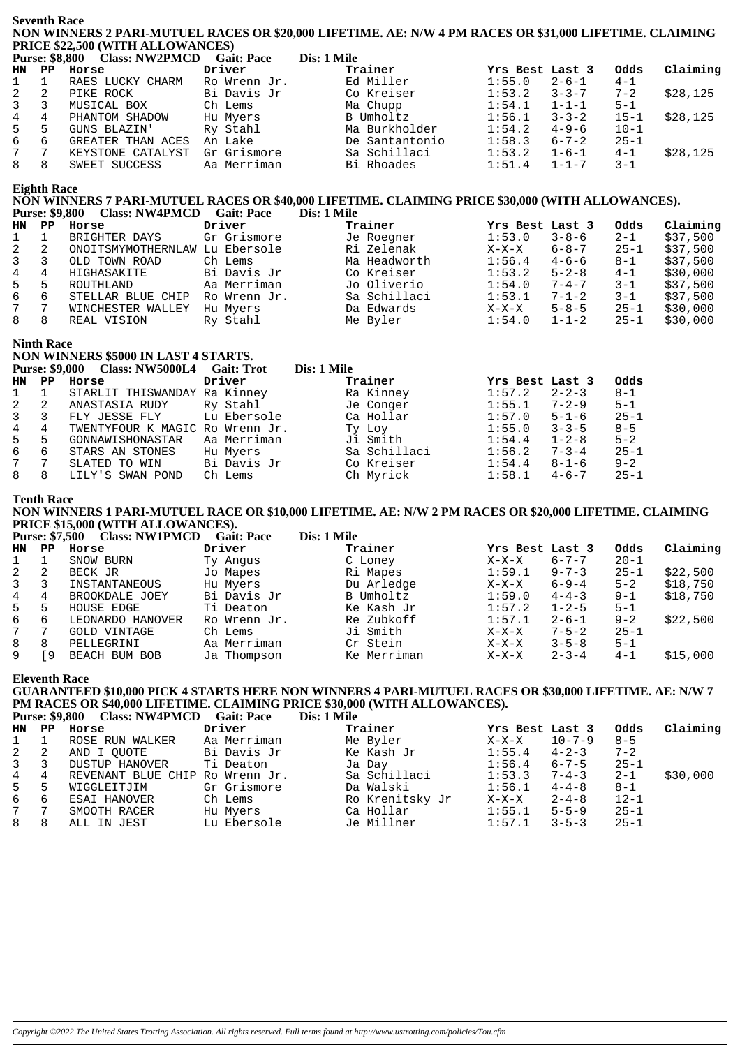## Seventh Race

**NON WINNERS 2 PARI-MUTUEL RACES OR $20,000 LIFETIME. AE: N/W 4 PM RACES OR $31,000 LIFETIME. CLAIMING PRICE $22,500 (WITH ALLOWANCES)**

**Purse: $8,800 Class: NW2PMCD Gait: Pace Dis: 1 Mile**

| HN | PP | Horse | Driver | Trainer | Yrs Best | Last 3 | Odds | Claiming |
|---|---|---|---|---|---|---|---|---|
| 1 | 1 | RAES LUCKY CHARM | Ro Wrenn Jr. | Ed Miller | 1:55.0 | 2-6-1 | 4-1 | |
| 2 | 2 | PIKE ROCK | Bi Davis Jr | Co Kreiser | 1:53.2 | 3-3-7 | 7-2 | $28,125 |
| 3 | 3 | MUSICAL BOX | Ch Lems | Ma Chupp | 1:54.1 | 1-1-1 | 5-1 | |
| 4 | 4 | PHANTOM SHADOW | Hu Myers | B Umholtz | 1:56.1 | 3-3-2 | 15-1 | $28,125 |
| 5 | 5 | GUNS BLAZIN' | Ry Stahl | Ma Burkholder | 1:54.2 | 4-9-6 | 10-1 | |
| 6 | 6 | GREATER THAN ACES | An Lake | De Santantonio | 1:58.3 | 6-7-2 | 25-1 | |
| 7 | 7 | KEYSTONE CATALYST | Gr Grismore | Sa Schillaci | 1:53.2 | 1-6-1 | 4-1 | $28,125 |
| 8 | 8 | SWEET SUCCESS | Aa Merriman | Bi Rhoades | 1:51.4 | 1-1-7 | 3-1 | |

## Eighth Race

**NON WINNERS 7 PARI-MUTUEL RACES OR $40,000 LIFETIME. CLAIMING PRICE $30,000 (WITH ALLOWANCES).**

**Purse: $9,800 Class: NW4PMCD Gait: Pace Dis: 1 Mile**

| HN | PP | Horse | Driver | Trainer | Yrs Best | Last 3 | Odds | Claiming |
|---|---|---|---|---|---|---|---|---|
| 1 | 1 | BRIGHTER DAYS | Gr Grismore | Je Roegner | 1:53.0 | 3-8-6 | 2-1 | $37,500 |
| 2 | 2 | ONOITSMYMOTHERNLAW | Lu Ebersole | Ri Zelenak | X-X-X | 6-8-7 | 25-1 | $37,500 |
| 3 | 3 | OLD TOWN ROAD | Ch Lems | Ma Headworth | 1:56.4 | 4-6-6 | 8-1 | $37,500 |
| 4 | 4 | HIGHASAKITE | Bi Davis Jr | Co Kreiser | 1:53.2 | 5-2-8 | 4-1 | $30,000 |
| 5 | 5 | ROUTHLAND | Aa Merriman | Jo Oliverio | 1:54.0 | 7-4-7 | 3-1 | $37,500 |
| 6 | 6 | STELLAR BLUE CHIP | Ro Wrenn Jr. | Sa Schillaci | 1:53.1 | 7-1-2 | 3-1 | $37,500 |
| 7 | 7 | WINCHESTER WALLEY | Hu Myers | Da Edwards | X-X-X | 5-8-5 | 25-1 | $30,000 |
| 8 | 8 | REAL VISION | Ry Stahl | Me Byler | 1:54.0 | 1-1-2 | 25-1 | $30,000 |

## Ninth Race

**NON WINNERS $5000 IN LAST 4 STARTS.**

**Purse: $9,000 Class: NW5000L4 Gait: Trot Dis: 1 Mile**

| HN | PP | Horse | Driver | Trainer | Yrs Best | Last 3 | Odds |
|---|---|---|---|---|---|---|---|
| 1 | 1 | STARLIT THISWANDAY | Ra Kinney | Ra Kinney | 1:57.2 | 2-2-3 | 8-1 |
| 2 | 2 | ANASTASIA RUDY | Ry Stahl | Je Conger | 1:55.1 | 7-2-9 | 5-1 |
| 3 | 3 | FLY JESSE FLY | Lu Ebersole | Ca Hollar | 1:57.0 | 5-1-6 | 25-1 |
| 4 | 4 | TWENTYFOUR K MAGIC | Ro Wrenn Jr. | Ty Loy | 1:55.0 | 3-3-5 | 8-5 |
| 5 | 5 | GONNAWISHONASTAR | Aa Merriman | Ji Smith | 1:54.4 | 1-2-8 | 5-2 |
| 6 | 6 | STARS AN STONES | Hu Myers | Sa Schillaci | 1:56.2 | 7-3-4 | 25-1 |
| 7 | 7 | SLATED TO WIN | Bi Davis Jr | Co Kreiser | 1:54.4 | 8-1-6 | 9-2 |
| 8 | 8 | LILY'S SWAN POND | Ch Lems | Ch Myrick | 1:58.1 | 4-6-7 | 25-1 |

## Tenth Race

**NON WINNERS 1 PARI-MUTUEL RACE OR $10,000 LIFETIME. AE: N/W 2 PM RACES OR $20,000 LIFETIME. CLAIMING PRICE $15,000 (WITH ALLOWANCES).**

**Purse: $7,500 Class: NW1PMCD Gait: Pace Dis: 1 Mile**

| HN | PP | Horse | Driver | Trainer | Yrs Best | Last 3 | Odds | Claiming |
|---|---|---|---|---|---|---|---|---|
| 1 | 1 | SNOW BURN | Ty Angus | C Loney | X-X-X | 6-7-7 | 20-1 | |
| 2 | 2 | BECK JR | Jo Mapes | Ri Mapes | 1:59.1 | 9-7-3 | 25-1 | $22,500 |
| 3 | 3 | INSTANTANEOUS | Hu Myers | Du Arledge | X-X-X | 6-9-4 | 5-2 | $18,750 |
| 4 | 4 | BROOKDALE JOEY | Bi Davis Jr | B Umholtz | 1:59.0 | 4-4-3 | 9-1 | $18,750 |
| 5 | 5 | HOUSE EDGE | Ti Deaton | Ke Kash Jr | 1:57.2 | 1-2-5 | 5-1 | |
| 6 | 6 | LEONARDO HANOVER | Ro Wrenn Jr. | Re Zubkoff | 1:57.1 | 2-6-1 | 9-2 | $22,500 |
| 7 | 7 | GOLD VINTAGE | Ch Lems | Ji Smith | X-X-X | 7-5-2 | 25-1 | |
| 8 | 8 | PELLEGRINI | Aa Merriman | Cr Stein | X-X-X | 3-5-8 | 5-1 | |
| 9 | [9 | BEACH BUM BOB | Ja Thompson | Ke Merriman | X-X-X | 2-3-4 | 4-1 | $15,000 |

## Eleventh Race

**GUARANTEED $10,000 PICK 4 STARTS HERE NON WINNERS 4 PARI-MUTUEL RACES OR $30,000 LIFETIME. AE: N/W 7 PM RACES OR $40,000 LIFETIME. CLAIMING PRICE $30,000 (WITH ALLOWANCES).**

**Purse: $9,800 Class: NW4PMCD Gait: Pace Dis: 1 Mile**

| HN | PP | Horse | Driver | Trainer | Yrs Best | Last 3 | Odds | Claiming |
|---|---|---|---|---|---|---|---|---|
| 1 | 1 | ROSE RUN WALKER | Aa Merriman | Me Byler | X-X-X | 10-7-9 | 8-5 | |
| 2 | 2 | AND I QUOTE | Bi Davis Jr | Ke Kash Jr | 1:55.4 | 4-2-3 | 7-2 | |
| 3 | 3 | DUSTUP HANOVER | Ti Deaton | Ja Day | 1:56.4 | 6-7-5 | 25-1 | |
| 4 | 4 | REVENANT BLUE CHIP | Ro Wrenn Jr. | Sa Schillaci | 1:53.3 | 7-4-3 | 2-1 | $30,000 |
| 5 | 5 | WIGGLEITJIM | Gr Grismore | Da Walski | 1:56.1 | 4-4-8 | 8-1 | |
| 6 | 6 | ESAI HANOVER | Ch Lems | Ro Krenitsky Jr | X-X-X | 2-4-8 | 12-1 | |
| 7 | 7 | SMOOTH RACER | Hu Myers | Ca Hollar | 1:55.1 | 5-5-9 | 25-1 | |
| 8 | 8 | ALL IN JEST | Lu Ebersole | Je Millner | 1:57.1 | 3-5-3 | 25-1 | |

*Copyright ©2022 The United States Trotting Association. All rights reserved. Full terms found at http://www.ustrotting.com/policies/Tou.cfm*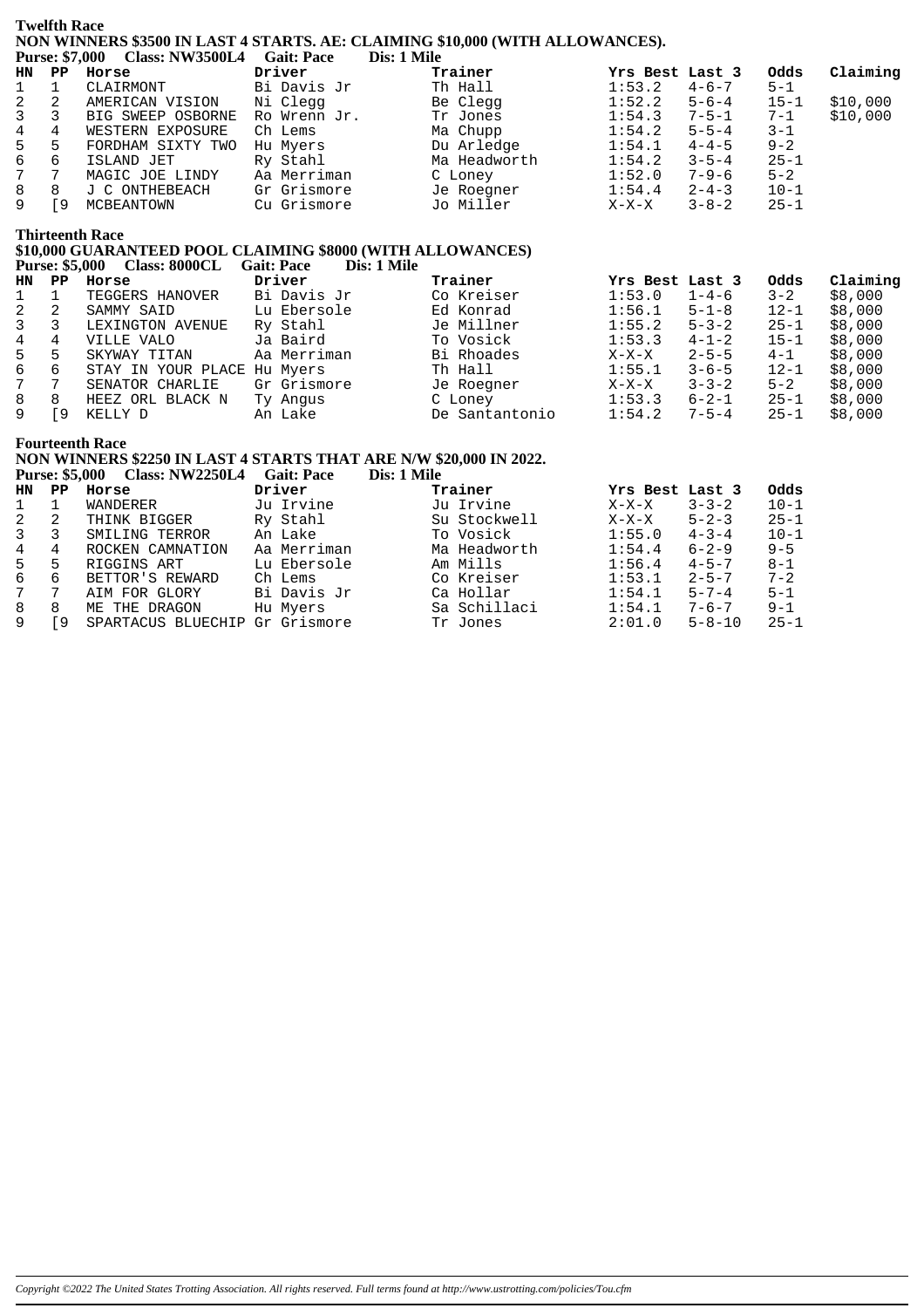## Twelfth Race

**NON WINNERS $3500 IN LAST 4 STARTS. AE: CLAIMING $10,000 (WITH ALLOWANCES).**

**Purse: $7,000 Class: NW3500L4 Gait: Pace Dis: 1 Mile**

| HN | PP | Horse | Driver | Trainer | Yrs Best | Last 3 | Odds | Claiming |
|---|---|---|---|---|---|---|---|---|
| 1 | 1 | CLAIRMONT | Bi Davis Jr | Th Hall | 1:53.2 | 4-6-7 | 5-1 | |
| 2 | 2 | AMERICAN VISION | Ni Clegg | Be Clegg | 1:52.2 | 5-6-4 | 15-1 | $10,000 |
| 3 | 3 | BIG SWEEP OSBORNE | Ro Wrenn Jr. | Tr Jones | 1:54.3 | 7-5-1 | 7-1 | $10,000 |
| 4 | 4 | WESTERN EXPOSURE | Ch Lems | Ma Chupp | 1:54.2 | 5-5-4 | 3-1 | |
| 5 | 5 | FORDHAM SIXTY TWO | Hu Myers | Du Arledge | 1:54.1 | 4-4-5 | 9-2 | |
| 6 | 6 | ISLAND JET | Ry Stahl | Ma Headworth | 1:54.2 | 3-5-4 | 25-1 | |
| 7 | 7 | MAGIC JOE LINDY | Aa Merriman | C Loney | 1:52.0 | 7-9-6 | 5-2 | |
| 8 | 8 | J C ONTHEBEACH | Gr Grismore | Je Roegner | 1:54.4 | 2-4-3 | 10-1 | |
| 9 | [9 | MCBEANTOWN | Cu Grismore | Jo Miller | X-X-X | 3-8-2 | 25-1 | |

## Thirteenth Race

**$10,000 GUARANTEED POOL CLAIMING $8000 (WITH ALLOWANCES)**

**Purse: $5,000 Class: 8000CL Gait: Pace Dis: 1 Mile**

| HN | PP | Horse | Driver | Trainer | Yrs Best | Last 3 | Odds | Claiming |
|---|---|---|---|---|---|---|---|---|
| 1 | 1 | TEGGERS HANOVER | Bi Davis Jr | Co Kreiser | 1:53.0 | 1-4-6 | 3-2 | $8,000 |
| 2 | 2 | SAMMY SAID | Lu Ebersole | Ed Konrad | 1:56.1 | 5-1-8 | 12-1 | $8,000 |
| 3 | 3 | LEXINGTON AVENUE | Ry Stahl | Je Millner | 1:55.2 | 5-3-2 | 25-1 | $8,000 |
| 4 | 4 | VILLE VALO | Ja Baird | To Vosick | 1:53.3 | 4-1-2 | 15-1 | $8,000 |
| 5 | 5 | SKYWAY TITAN | Aa Merriman | Bi Rhoades | X-X-X | 2-5-5 | 4-1 | $8,000 |
| 6 | 6 | STAY IN YOUR PLACE | Hu Myers | Th Hall | 1:55.1 | 3-6-5 | 12-1 | $8,000 |
| 7 | 7 | SENATOR CHARLIE | Gr Grismore | Je Roegner | X-X-X | 3-3-2 | 5-2 | $8,000 |
| 8 | 8 | HEEZ ORL BLACK N | Ty Angus | C Loney | 1:53.3 | 6-2-1 | 25-1 | $8,000 |
| 9 | [9 | KELLY D | An Lake | De Santantonio | 1:54.2 | 7-5-4 | 25-1 | $8,000 |

## Fourteenth Race

**NON WINNERS $2250 IN LAST 4 STARTS THAT ARE N/W $20,000 IN 2022.**

**Purse: $5,000 Class: NW2250L4 Gait: Pace Dis: 1 Mile**

| HN | PP | Horse | Driver | Trainer | Yrs Best | Last 3 | Odds |
|---|---|---|---|---|---|---|---|
| 1 | 1 | WANDERER | Ju Irvine | Ju Irvine | X-X-X | 3-3-2 | 10-1 |
| 2 | 2 | THINK BIGGER | Ry Stahl | Su Stockwell | X-X-X | 5-2-3 | 25-1 |
| 3 | 3 | SMILING TERROR | An Lake | To Vosick | 1:55.0 | 4-3-4 | 10-1 |
| 4 | 4 | ROCKEN CAMNATION | Aa Merriman | Ma Headworth | 1:54.4 | 6-2-9 | 9-5 |
| 5 | 5 | RIGGINS ART | Lu Ebersole | Am Mills | 1:56.4 | 4-5-7 | 8-1 |
| 6 | 6 | BETTOR'S REWARD | Ch Lems | Co Kreiser | 1:53.1 | 2-5-7 | 7-2 |
| 7 | 7 | AIM FOR GLORY | Bi Davis Jr | Ca Hollar | 1:54.1 | 5-7-4 | 5-1 |
| 8 | 8 | ME THE DRAGON | Hu Myers | Sa Schillaci | 1:54.1 | 7-6-7 | 9-1 |
| 9 | [9 | SPARTACUS BLUECHIP | Gr Grismore | Tr Jones | 2:01.0 | 5-8-10 | 25-1 |

*Copyright ©2022 The United States Trotting Association. All rights reserved. Full terms found at http://www.ustrotting.com/policies/Tou.cfm*